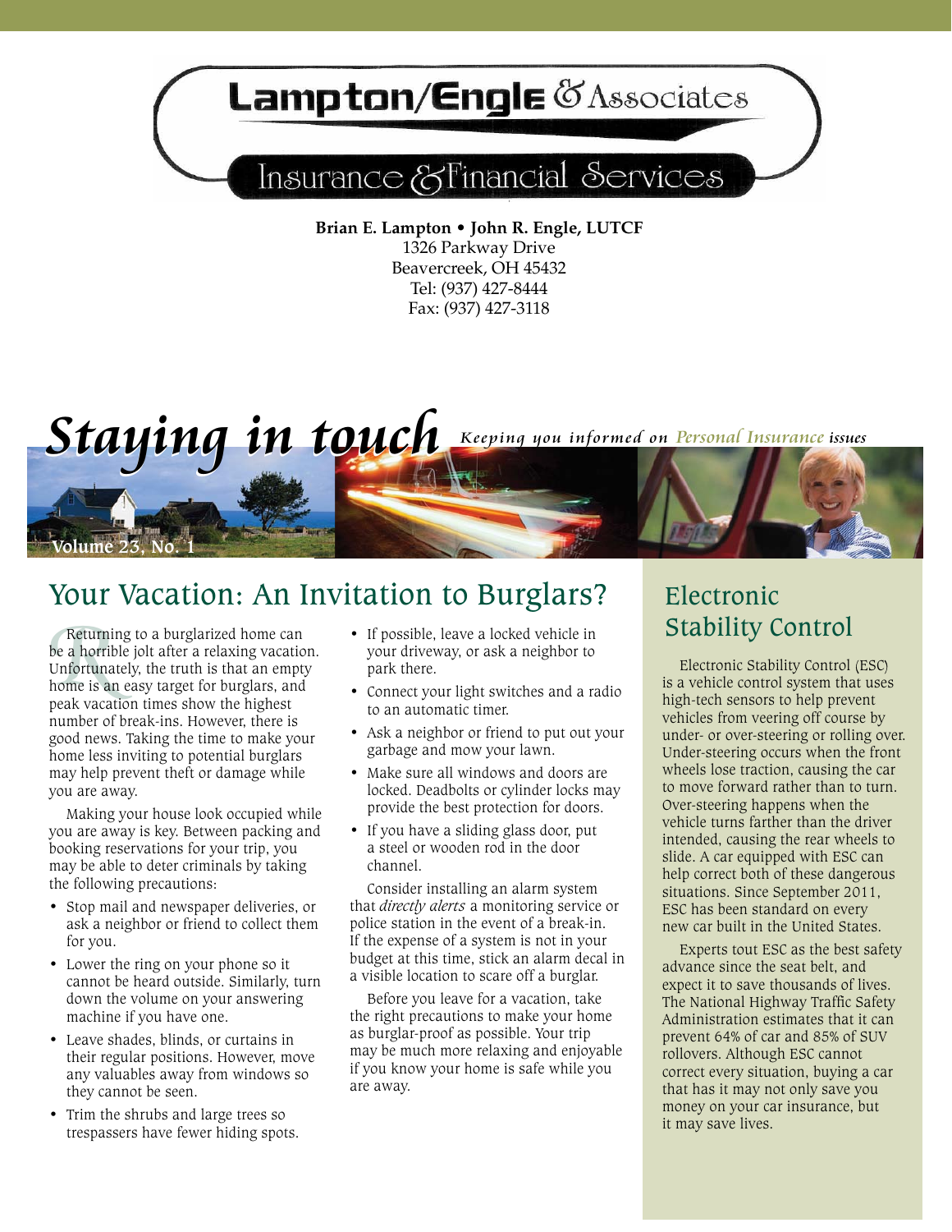# Lampton/Engle & Associates

## Insurance & Financial Services

**Brian E. Lampton • John R. Engle, LUTCF**
1326 Parkway Drive
Beavercreek, OH 45432
Tel: (937) 427-8444
Fax: (937) 427-3118

# Staying in touch

*Keeping you informed on Personal Insurance issues*

Volume 23, No. 1

## Your Vacation: An Invitation to Burglars?

Returning to a burglarized home can be a horrible jolt after a relaxing vacation. Unfortunately, the truth is that an empty home is an easy target for burglars, and peak vacation times show the highest number of break-ins. However, there is good news. Taking the time to make your home less inviting to potential burglars may help prevent theft or damage while you are away.

Making your house look occupied while you are away is key. Between packing and booking reservations for your trip, you may be able to deter criminals by taking the following precautions:

- Stop mail and newspaper deliveries, or ask a neighbor or friend to collect them for you.
- Lower the ring on your phone so it cannot be heard outside. Similarly, turn down the volume on your answering machine if you have one.
- Leave shades, blinds, or curtains in their regular positions. However, move any valuables away from windows so they cannot be seen.
- Trim the shrubs and large trees so trespassers have fewer hiding spots.
- If possible, leave a locked vehicle in your driveway, or ask a neighbor to park there.
- Connect your light switches and a radio to an automatic timer.
- Ask a neighbor or friend to put out your garbage and mow your lawn.
- Make sure all windows and doors are locked. Deadbolts or cylinder locks may provide the best protection for doors.
- If you have a sliding glass door, put a steel or wooden rod in the door channel.

Consider installing an alarm system that *directly alerts* a monitoring service or police station in the event of a break-in. If the expense of a system is not in your budget at this time, stick an alarm decal in a visible location to scare off a burglar.

Before you leave for a vacation, take the right precautions to make your home as burglar-proof as possible. Your trip may be much more relaxing and enjoyable if you know your home is safe while you are away.

## Electronic Stability Control

Electronic Stability Control (ESC) is a vehicle control system that uses high-tech sensors to help prevent vehicles from veering off course by under- or over-steering or rolling over. Under-steering occurs when the front wheels lose traction, causing the car to move forward rather than to turn. Over-steering happens when the vehicle turns farther than the driver intended, causing the rear wheels to slide. A car equipped with ESC can help correct both of these dangerous situations. Since September 2011, ESC has been standard on every new car built in the United States.

Experts tout ESC as the best safety advance since the seat belt, and expect it to save thousands of lives. The National Highway Traffic Safety Administration estimates that it can prevent 64% of car and 85% of SUV rollovers. Although ESC cannot correct every situation, buying a car that has it may not only save you money on your car insurance, but it may save lives.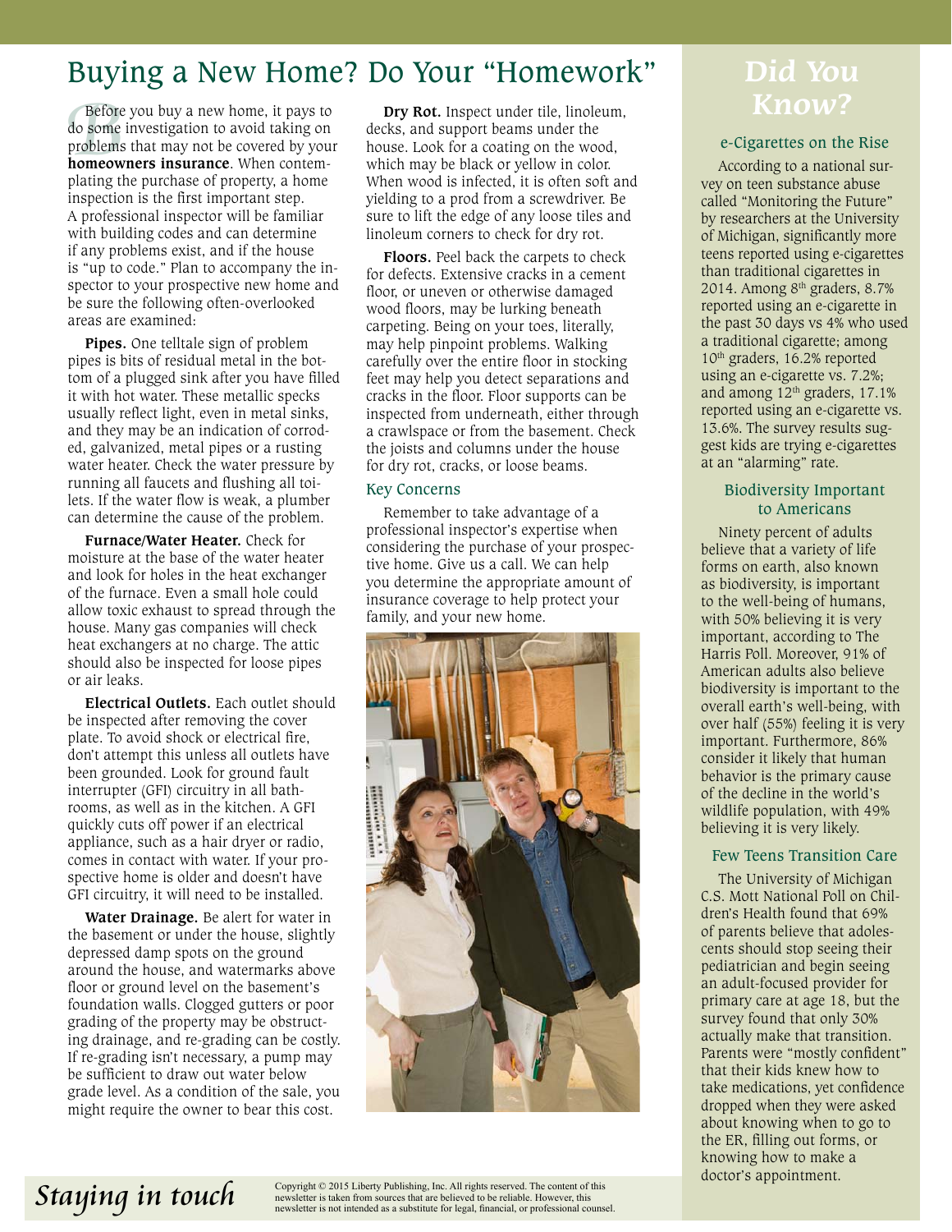# Buying a New Home? Do Your "Homework"

Before you buy a new home, it pays to do some investigation to avoid taking on problems that may not be covered by your **homeowners insurance**. When contemplating the purchase of property, a home inspection is the first important step. A professional inspector will be familiar with building codes and can determine if any problems exist, and if the house is "up to code." Plan to accompany the inspector to your prospective new home and be sure the following often-overlooked areas are examined:

**Pipes.** One telltale sign of problem pipes is bits of residual metal in the bottom of a plugged sink after you have filled it with hot water. These metallic specks usually reflect light, even in metal sinks, and they may be an indication of corroded, galvanized, metal pipes or a rusting water heater. Check the water pressure by running all faucets and flushing all toilets. If the water flow is weak, a plumber can determine the cause of the problem.

**Furnace/Water Heater.** Check for moisture at the base of the water heater and look for holes in the heat exchanger of the furnace. Even a small hole could allow toxic exhaust to spread through the house. Many gas companies will check heat exchangers at no charge. The attic should also be inspected for loose pipes or air leaks.

**Electrical Outlets.** Each outlet should be inspected after removing the cover plate. To avoid shock or electrical fire, don't attempt this unless all outlets have been grounded. Look for ground fault interrupter (GFI) circuitry in all bathrooms, as well as in the kitchen. A GFI quickly cuts off power if an electrical appliance, such as a hair dryer or radio, comes in contact with water. If your prospective home is older and doesn't have GFI circuitry, it will need to be installed.

**Water Drainage.** Be alert for water in the basement or under the house, slightly depressed damp spots on the ground around the house, and watermarks above floor or ground level on the basement's foundation walls. Clogged gutters or poor grading of the property may be obstructing drainage, and re-grading can be costly. If re-grading isn't necessary, a pump may be sufficient to draw out water below grade level. As a condition of the sale, you might require the owner to bear this cost.

**Dry Rot.** Inspect under tile, linoleum, decks, and support beams under the house. Look for a coating on the wood, which may be black or yellow in color. When wood is infected, it is often soft and yielding to a prod from a screwdriver. Be sure to lift the edge of any loose tiles and linoleum corners to check for dry rot.

**Floors.** Peel back the carpets to check for defects. Extensive cracks in a cement floor, or uneven or otherwise damaged wood floors, may be lurking beneath carpeting. Being on your toes, literally, may help pinpoint problems. Walking carefully over the entire floor in stocking feet may help you detect separations and cracks in the floor. Floor supports can be inspected from underneath, either through a crawlspace or from the basement. Check the joists and columns under the house for dry rot, cracks, or loose beams.

## Key Concerns

Remember to take advantage of a professional inspector's expertise when considering the purchase of your prospective home. Give us a call. We can help you determine the appropriate amount of insurance coverage to help protect your family, and your new home.

# Did You Know?

## e-Cigarettes on the Rise

According to a national survey on teen substance abuse called "Monitoring the Future" by researchers at the University of Michigan, significantly more teens reported using e-cigarettes than traditional cigarettes in 2014. Among 8th graders, 8.7% reported using an e-cigarette in the past 30 days vs 4% who used a traditional cigarette; among 10th graders, 16.2% reported using an e-cigarette vs. 7.2%; and among 12th graders, 17.1% reported using an e-cigarette vs. 13.6%. The survey results suggest kids are trying e-cigarettes at an "alarming" rate.

## Biodiversity Important to Americans

Ninety percent of adults believe that a variety of life forms on earth, also known as biodiversity, is important to the well-being of humans, with 50% believing it is very important, according to The Harris Poll. Moreover, 91% of American adults also believe biodiversity is important to the overall earth's well-being, with over half (55%) feeling it is very important. Furthermore, 86% consider it likely that human behavior is the primary cause of the decline in the world's wildlife population, with 49% believing it is very likely.

## Few Teens Transition Care

The University of Michigan C.S. Mott National Poll on Children's Health found that 69% of parents believe that adolescents should stop seeing their pediatrician and begin seeing an adult-focused provider for primary care at age 18, but the survey found that only 30% actually make that transition. Parents were "mostly confident" that their kids knew how to take medications, yet confidence dropped when they were asked about knowing when to go to the ER, filling out forms, or knowing how to make a doctor's appointment.

*Staying in touch*

Copyright © 2015 Liberty Publishing, Inc. All rights reserved. The content of this newsletter is taken from sources that are believed to be reliable. However, this newsletter is not intended as a substitute for legal, financial, or professional counsel.